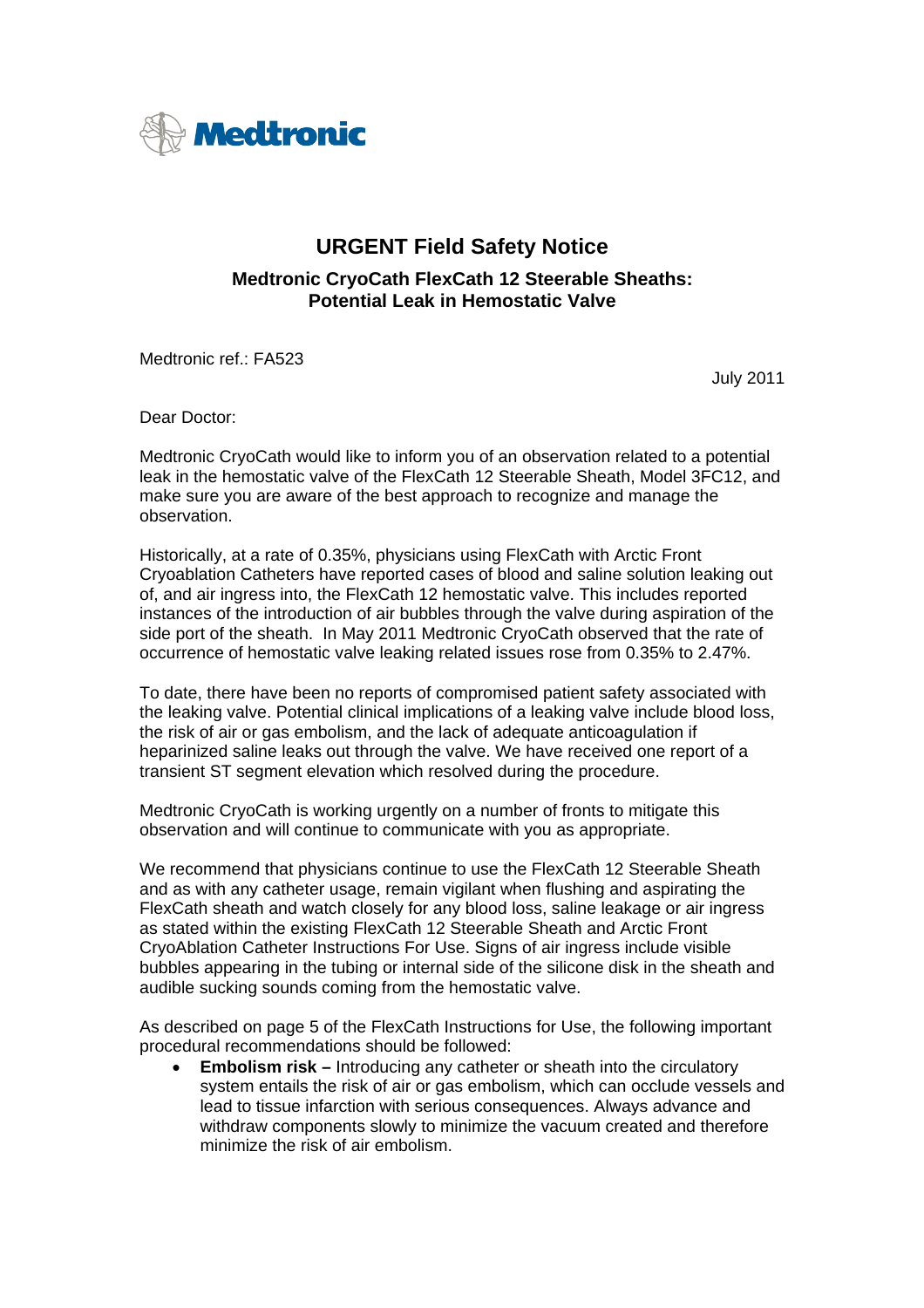Medtronic

# URGENT Field Safety Notice

## Medtronic CryoCath FlexCath 12 Steerable Sheaths: Potential Leak in Hemostatic Valve

Medtronic ref.: FA523

July 2011

Dear Doctor:

Medtronic CryoCath would like to inform you of an observation related to a potential leak in the hemostatic valve of the FlexCath 12 Steerable Sheath, Model 3FC12, and make sure you are aware of the best approach to recognize and manage the observation.

Historically, at a rate of 0.35%, physicians using FlexCath with Arctic Front Cryoablation Catheters have reported cases of blood and saline solution leaking out of, and air ingress into, the FlexCath 12 hemostatic valve. This includes reported instances of the introduction of air bubbles through the valve during aspiration of the side port of the sheath. In May 2011 Medtronic CryoCath observed that the rate of occurrence of hemostatic valve leaking related issues rose from 0.35% to 2.47%.

To date, there have been no reports of compromised patient safety associated with the leaking valve. Potential clinical implications of a leaking valve include blood loss, the risk of air or gas embolism, and the lack of adequate anticoagulation if heparinized saline leaks out through the valve. We have received one report of a transient ST segment elevation which resolved during the procedure.

Medtronic CryoCath is working urgently on a number of fronts to mitigate this observation and will continue to communicate with you as appropriate.

We recommend that physicians continue to use the FlexCath 12 Steerable Sheath and as with any catheter usage, remain vigilant when flushing and aspirating the FlexCath sheath and watch closely for any blood loss, saline leakage or air ingress as stated within the existing FlexCath 12 Steerable Sheath and Arctic Front CryoAblation Catheter Instructions For Use. Signs of air ingress include visible bubbles appearing in the tubing or internal side of the silicone disk in the sheath and audible sucking sounds coming from the hemostatic valve.

As described on page 5 of the FlexCath Instructions for Use, the following important procedural recommendations should be followed:

- **Embolism risk –** Introducing any catheter or sheath into the circulatory system entails the risk of air or gas embolism, which can occlude vessels and lead to tissue infarction with serious consequences. Always advance and withdraw components slowly to minimize the vacuum created and therefore minimize the risk of air embolism.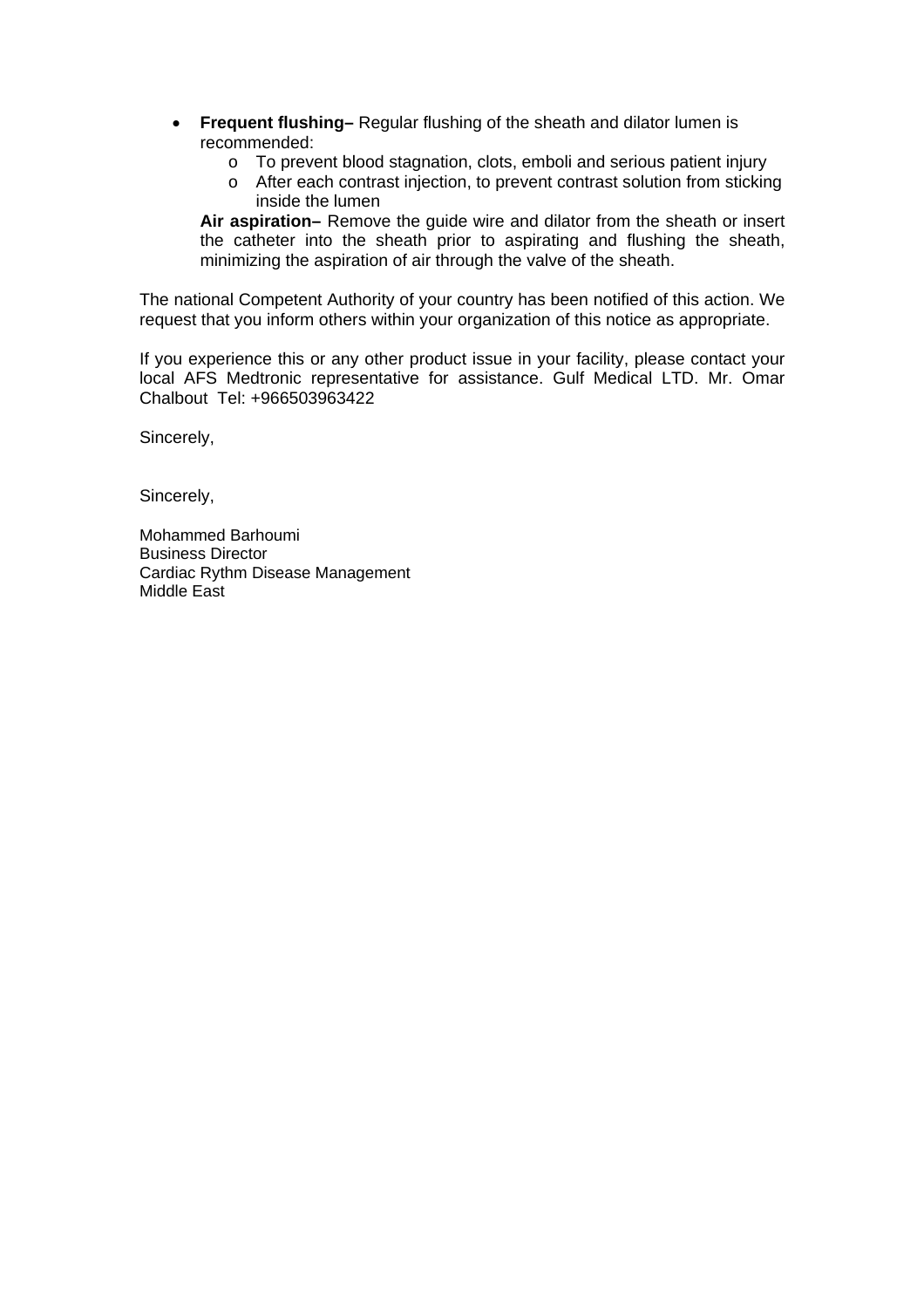- **Frequent flushing–** Regular flushing of the sheath and dilator lumen is recommended:
  - To prevent blood stagnation, clots, emboli and serious patient injury
  - After each contrast injection, to prevent contrast solution from sticking inside the lumen

  **Air aspiration–** Remove the guide wire and dilator from the sheath or insert the catheter into the sheath prior to aspirating and flushing the sheath, minimizing the aspiration of air through the valve of the sheath.

The national Competent Authority of your country has been notified of this action. We request that you inform others within your organization of this notice as appropriate.

If you experience this or any other product issue in your facility, please contact your local AFS Medtronic representative for assistance. Gulf Medical LTD. Mr. Omar Chalbout Tel: +966503963422

Sincerely,

Sincerely,

Mohammed Barhoumi
Business Director
Cardiac Rythm Disease Management
Middle East